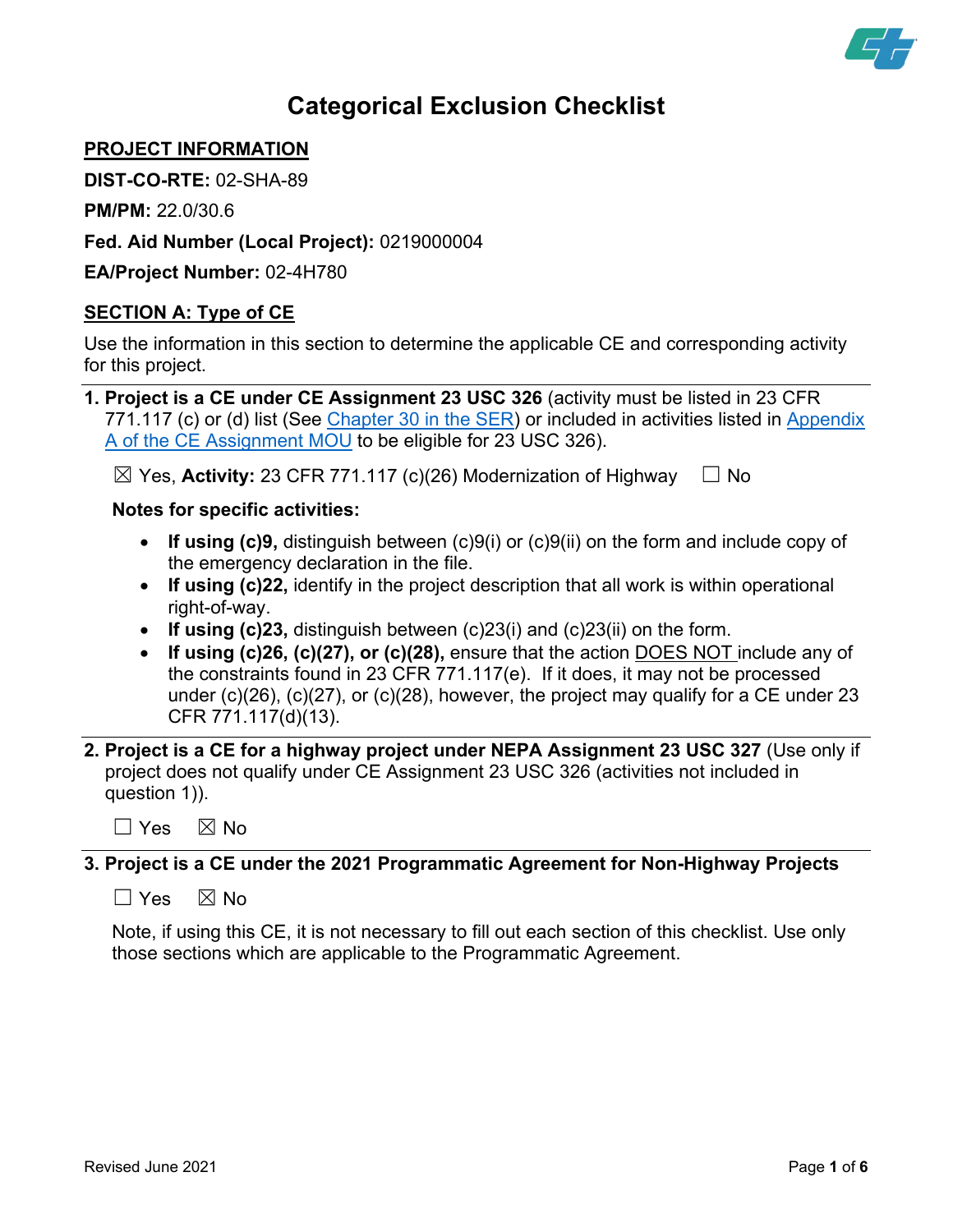# Categorical Exclusion Checklist

## PROJECT INFORMATION

**DIST-CO-RTE:** 02-SHA-89

**PM/PM:** 22.0/30.6

**Fed. Aid Number (Local Project):** 0219000004

**EA/Project Number:** 02-4H780

## SECTION A: Type of CE

Use the information in this section to determine the applicable CE and corresponding activity for this project.

**1. Project is a CE under CE Assignment 23 USC 326** (activity must be listed in 23 CFR 771.117 (c) or (d) list (See Chapter 30 in the SER) or included in activities listed in Appendix A of the CE Assignment MOU to be eligible for 23 USC 326).

☒ Yes, **Activity:** 23 CFR 771.117 (c)(26) Modernization of Highway ☐ No

**Notes for specific activities:**

- **If using (c)9,** distinguish between (c)9(i) or (c)9(ii) on the form and include copy of the emergency declaration in the file.
- **If using (c)22,** identify in the project description that all work is within operational right-of-way.
- **If using (c)23,** distinguish between (c)23(i) and (c)23(ii) on the form.
- **If using (c)26, (c)(27), or (c)(28),** ensure that the action DOES NOT include any of the constraints found in 23 CFR 771.117(e). If it does, it may not be processed under (c)(26), (c)(27), or (c)(28), however, the project may qualify for a CE under 23 CFR 771.117(d)(13).

**2. Project is a CE for a highway project under NEPA Assignment 23 USC 327** (Use only if project does not qualify under CE Assignment 23 USC 326 (activities not included in question 1)).

☐ Yes ☒ No

**3. Project is a CE under the 2021 Programmatic Agreement for Non-Highway Projects**

☐ Yes ☒ No

Note, if using this CE, it is not necessary to fill out each section of this checklist. Use only those sections which are applicable to the Programmatic Agreement.

Revised June 2021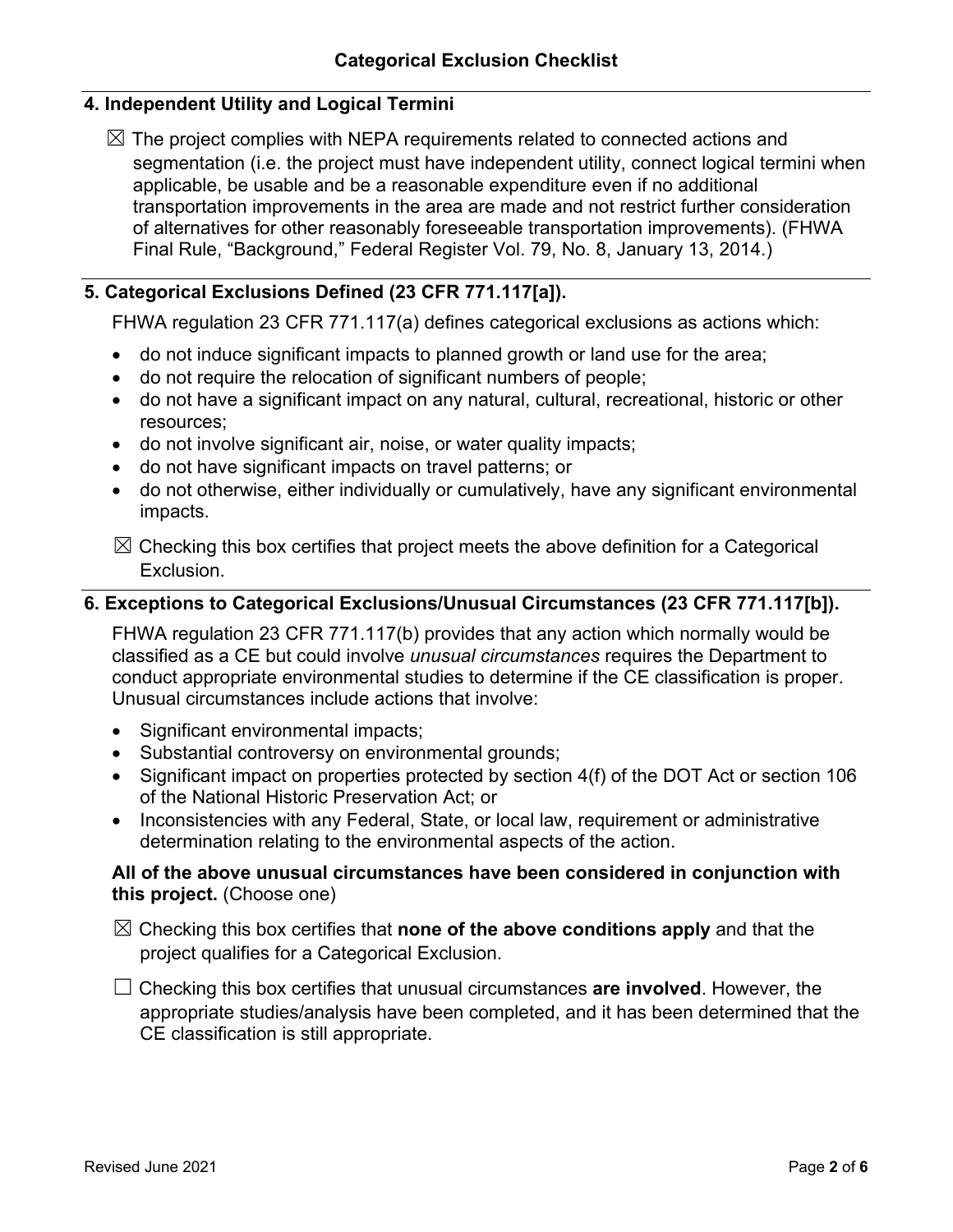## Categorical Exclusion Checklist

### 4. Independent Utility and Logical Termini

☒ The project complies with NEPA requirements related to connected actions and segmentation (i.e. the project must have independent utility, connect logical termini when applicable, be usable and be a reasonable expenditure even if no additional transportation improvements in the area are made and not restrict further consideration of alternatives for other reasonably foreseeable transportation improvements). (FHWA Final Rule, "Background," Federal Register Vol. 79, No. 8, January 13, 2014.)

### 5. Categorical Exclusions Defined (23 CFR 771.117[a]).

FHWA regulation 23 CFR 771.117(a) defines categorical exclusions as actions which:

- do not induce significant impacts to planned growth or land use for the area;
- do not require the relocation of significant numbers of people;
- do not have a significant impact on any natural, cultural, recreational, historic or other resources;
- do not involve significant air, noise, or water quality impacts;
- do not have significant impacts on travel patterns; or
- do not otherwise, either individually or cumulatively, have any significant environmental impacts.

☒ Checking this box certifies that project meets the above definition for a Categorical Exclusion.

### 6. Exceptions to Categorical Exclusions/Unusual Circumstances (23 CFR 771.117[b]).

FHWA regulation 23 CFR 771.117(b) provides that any action which normally would be classified as a CE but could involve *unusual circumstances* requires the Department to conduct appropriate environmental studies to determine if the CE classification is proper. Unusual circumstances include actions that involve:

- Significant environmental impacts;
- Substantial controversy on environmental grounds;
- Significant impact on properties protected by section 4(f) of the DOT Act or section 106 of the National Historic Preservation Act; or
- Inconsistencies with any Federal, State, or local law, requirement or administrative determination relating to the environmental aspects of the action.

**All of the above unusual circumstances have been considered in conjunction with this project.** (Choose one)

☒ Checking this box certifies that **none of the above conditions apply** and that the project qualifies for a Categorical Exclusion.

☐ Checking this box certifies that unusual circumstances **are involved**. However, the appropriate studies/analysis have been completed, and it has been determined that the CE classification is still appropriate.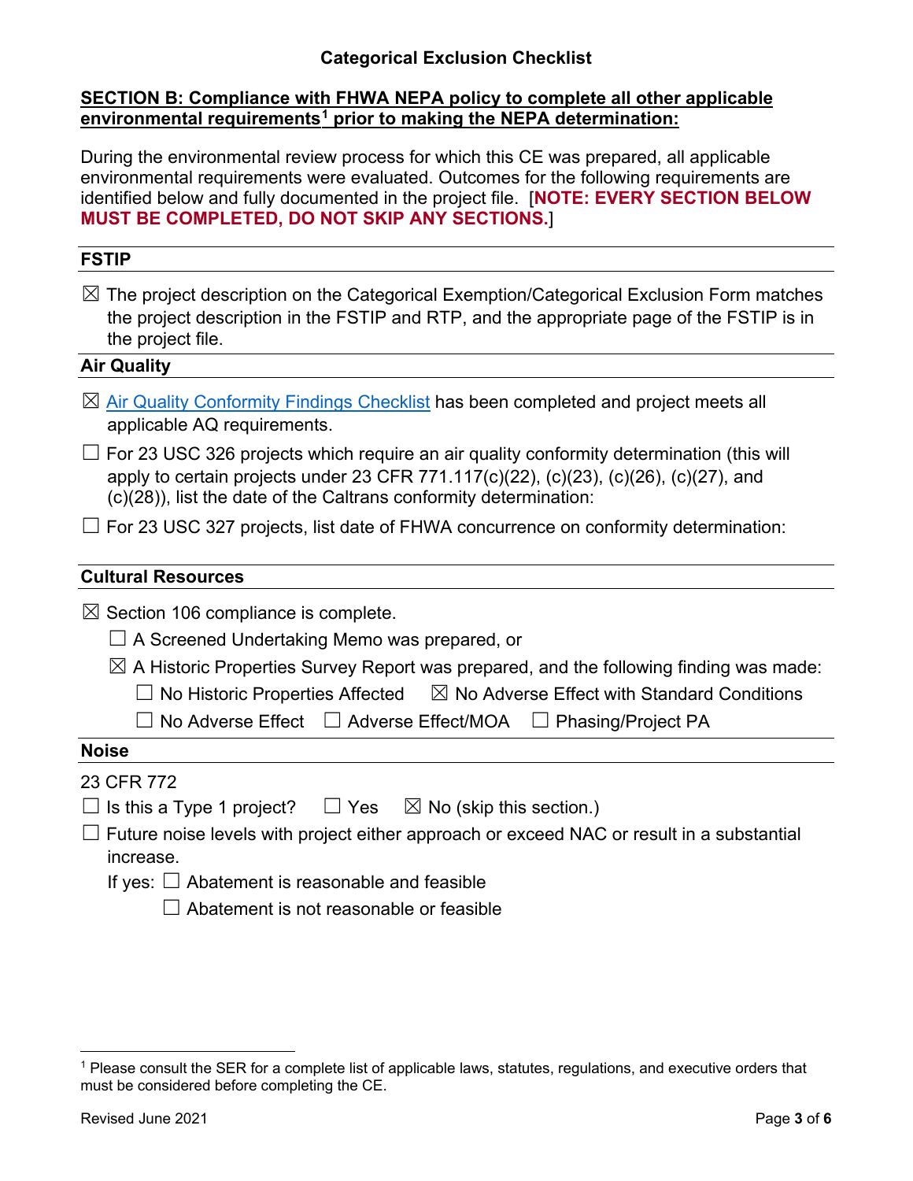# Categorical Exclusion Checklist

## SECTION B: Compliance with FHWA NEPA policy to complete all other applicable environmental requirements[1] prior to making the NEPA determination:

During the environmental review process for which this CE was prepared, all applicable environmental requirements were evaluated. Outcomes for the following requirements are identified below and fully documented in the project file. [**NOTE: EVERY SECTION BELOW MUST BE COMPLETED, DO NOT SKIP ANY SECTIONS.**]

### FSTIP

☒ The project description on the Categorical Exemption/Categorical Exclusion Form matches the project description in the FSTIP and RTP, and the appropriate page of the FSTIP is in the project file.

### Air Quality

☒ Air Quality Conformity Findings Checklist has been completed and project meets all applicable AQ requirements.

☐ For 23 USC 326 projects which require an air quality conformity determination (this will apply to certain projects under 23 CFR 771.117(c)(22), (c)(23), (c)(26), (c)(27), and (c)(28)), list the date of the Caltrans conformity determination:

☐ For 23 USC 327 projects, list date of FHWA concurrence on conformity determination:

### Cultural Resources

☒ Section 106 compliance is complete.

- ☐ A Screened Undertaking Memo was prepared, or
- ☒ A Historic Properties Survey Report was prepared, and the following finding was made:
  - ☐ No Historic Properties Affected ☒ No Adverse Effect with Standard Conditions
  - ☐ No Adverse Effect ☐ Adverse Effect/MOA ☐ Phasing/Project PA

### Noise

23 CFR 772

☐ Is this a Type 1 project? ☐ Yes ☒ No (skip this section.)

☐ Future noise levels with project either approach or exceed NAC or result in a substantial increase.

If yes: ☐ Abatement is reasonable and feasible

☐ Abatement is not reasonable or feasible

[1] Please consult the SER for a complete list of applicable laws, statutes, regulations, and executive orders that must be considered before completing the CE.

Revised June 2021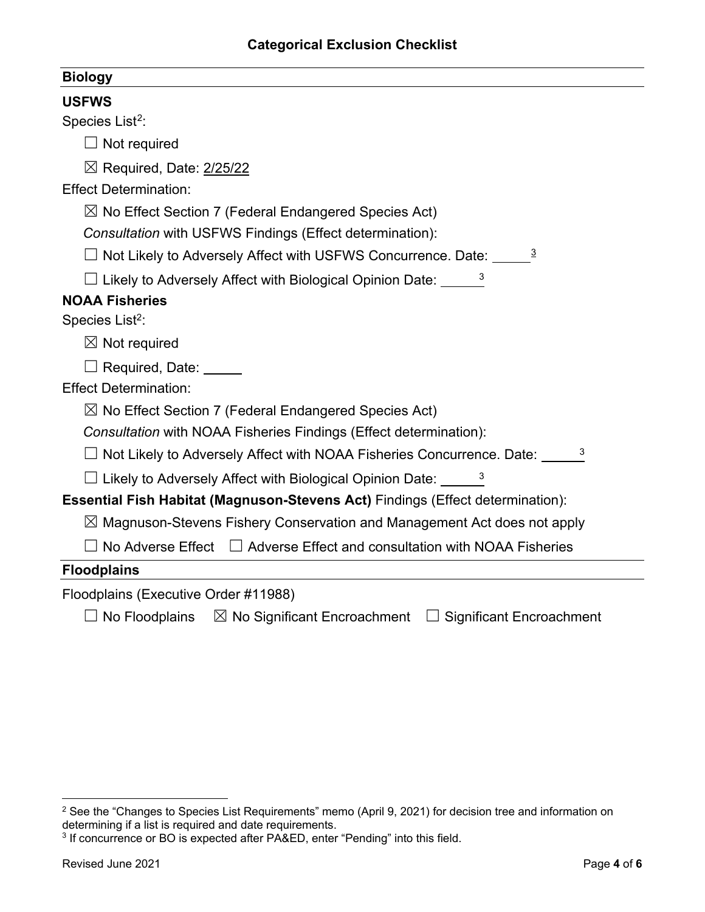## Categorical Exclusion Checklist

### Biology

#### USFWS

Species List[2]:

☐ Not required

☒ Required, Date: 2/25/22

Effect Determination:

☒ No Effect Section 7 (Federal Endangered Species Act)

*Consultation* with USFWS Findings (Effect determination):

☐ Not Likely to Adversely Affect with USFWS Concurrence. Date: _____[3]

☐ Likely to Adversely Affect with Biological Opinion Date: _____[3]

#### NOAA Fisheries

Species List[2]:

☒ Not required

☐ Required, Date: _____

Effect Determination:

☒ No Effect Section 7 (Federal Endangered Species Act)

*Consultation* with NOAA Fisheries Findings (Effect determination):

☐ Not Likely to Adversely Affect with NOAA Fisheries Concurrence. Date: _____[3]

☐ Likely to Adversely Affect with Biological Opinion Date: _____[3]

**Essential Fish Habitat (Magnuson-Stevens Act)** Findings (Effect determination):

☒ Magnuson-Stevens Fishery Conservation and Management Act does not apply

☐ No Adverse Effect ☐ Adverse Effect and consultation with NOAA Fisheries

### Floodplains

Floodplains (Executive Order #11988)

☐ No Floodplains ☒ No Significant Encroachment ☐ Significant Encroachment

---

[2] See the "Changes to Species List Requirements" memo (April 9, 2021) for decision tree and information on determining if a list is required and date requirements.

[3] If concurrence or BO is expected after PA&ED, enter "Pending" into this field.

Revised June 2021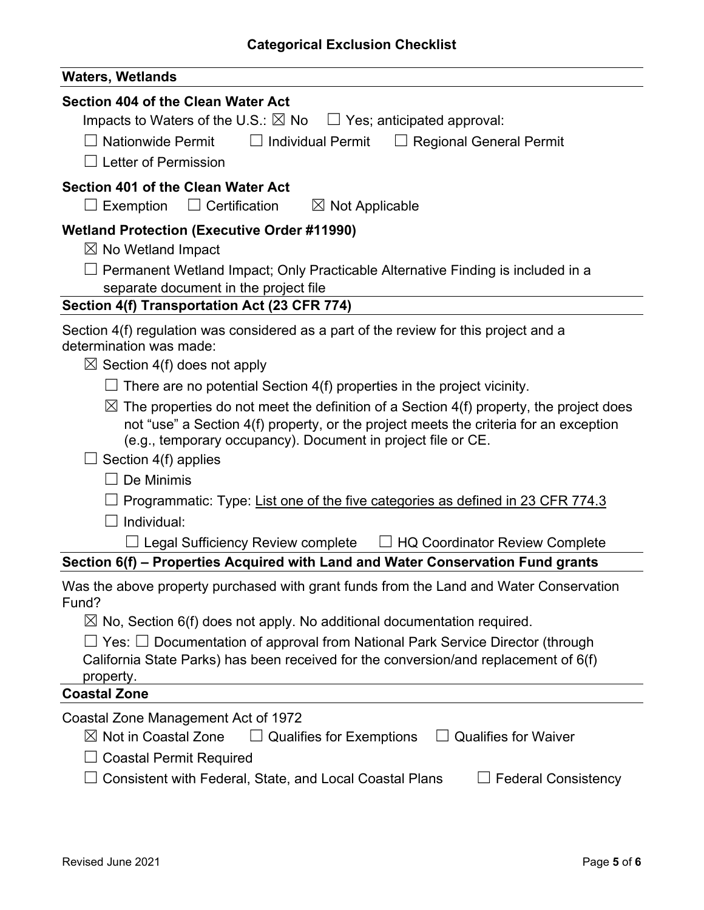## Categorical Exclusion Checklist

### Waters, Wetlands

**Section 404 of the Clean Water Act**

Impacts to Waters of the U.S.: ☒ No ☐ Yes; anticipated approval:

☐ Nationwide Permit ☐ Individual Permit ☐ Regional General Permit

☐ Letter of Permission

**Section 401 of the Clean Water Act**

☐ Exemption ☐ Certification ☒ Not Applicable

**Wetland Protection (Executive Order #11990)**

☒ No Wetland Impact

☐ Permanent Wetland Impact; Only Practicable Alternative Finding is included in a separate document in the project file

### Section 4(f) Transportation Act (23 CFR 774)

Section 4(f) regulation was considered as a part of the review for this project and a determination was made:

☒ Section 4(f) does not apply

- ☐ There are no potential Section 4(f) properties in the project vicinity.
- ☒ The properties do not meet the definition of a Section 4(f) property, the project does not "use" a Section 4(f) property, or the project meets the criteria for an exception (e.g., temporary occupancy). Document in project file or CE.

☐ Section 4(f) applies

- ☐ De Minimis
- ☐ Programmatic: Type: List one of the five categories as defined in 23 CFR 774.3
- ☐ Individual:
  - ☐ Legal Sufficiency Review complete ☐ HQ Coordinator Review Complete

### Section 6(f) – Properties Acquired with Land and Water Conservation Fund grants

Was the above property purchased with grant funds from the Land and Water Conservation Fund?

☒ No, Section 6(f) does not apply. No additional documentation required.

☐ Yes: ☐ Documentation of approval from National Park Service Director (through California State Parks) has been received for the conversion/and replacement of 6(f) property.

### Coastal Zone

Coastal Zone Management Act of 1972

☒ Not in Coastal Zone ☐ Qualifies for Exemptions ☐ Qualifies for Waiver

☐ Coastal Permit Required

☐ Consistent with Federal, State, and Local Coastal Plans ☐ Federal Consistency

Revised June 2021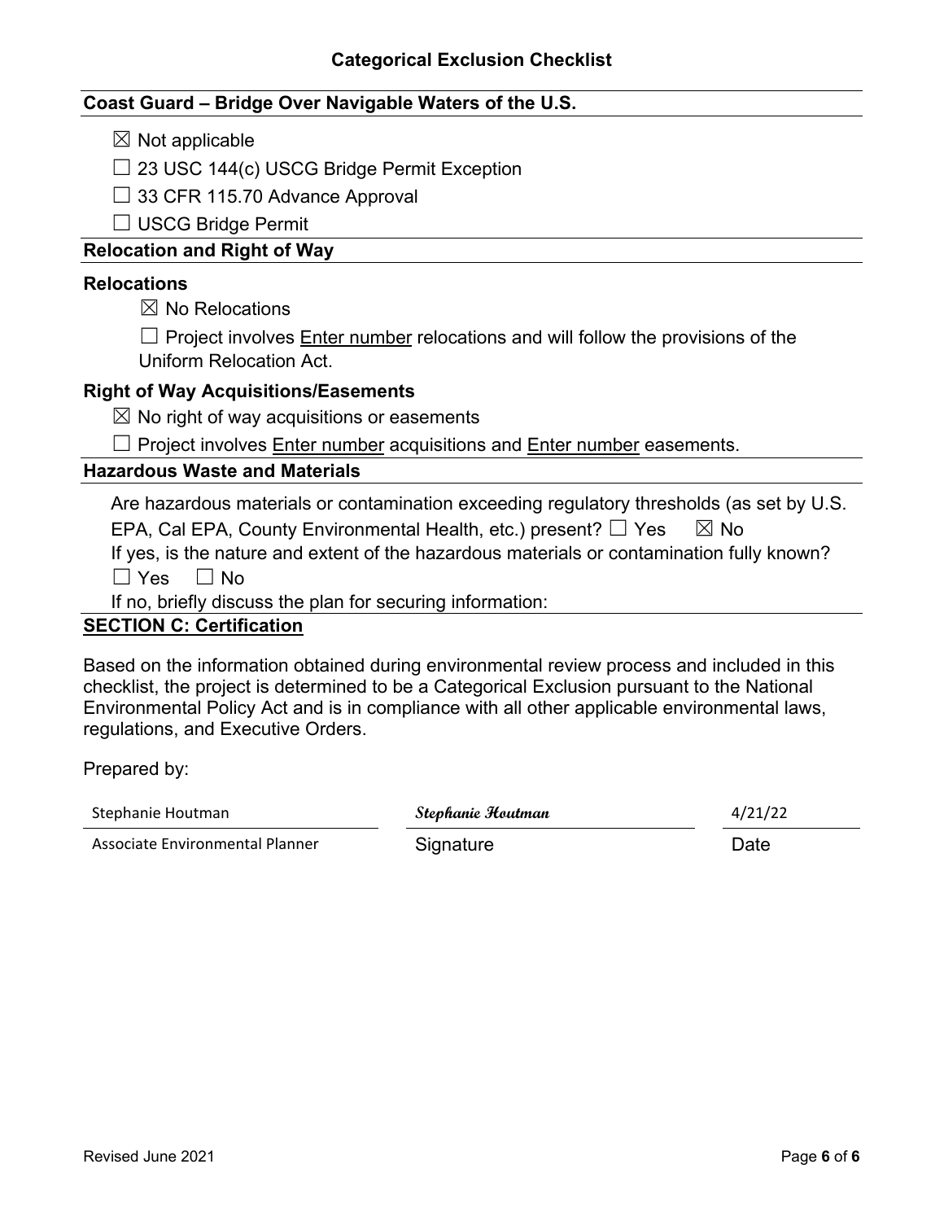## Categorical Exclusion Checklist

### Coast Guard – Bridge Over Navigable Waters of the U.S.

☒ Not applicable

☐ 23 USC 144(c) USCG Bridge Permit Exception

☐ 33 CFR 115.70 Advance Approval

☐ USCG Bridge Permit

### Relocation and Right of Way

#### Relocations

☒ No Relocations

☐ Project involves Enter number relocations and will follow the provisions of the Uniform Relocation Act.

#### Right of Way Acquisitions/Easements

☒ No right of way acquisitions or easements

☐ Project involves Enter number acquisitions and Enter number easements.

### Hazardous Waste and Materials

Are hazardous materials or contamination exceeding regulatory thresholds (as set by U.S. EPA, Cal EPA, County Environmental Health, etc.) present? ☐ Yes ☒ No

If yes, is the nature and extent of the hazardous materials or contamination fully known?
☐ Yes ☐ No

If no, briefly discuss the plan for securing information:

## SECTION C: Certification

Based on the information obtained during environmental review process and included in this checklist, the project is determined to be a Categorical Exclusion pursuant to the National Environmental Policy Act and is in compliance with all other applicable environmental laws, regulations, and Executive Orders.

Prepared by:

| | | |
|---|---|---|
| Stephanie Houtman | *Stephanie Houtman* | 4/21/22 |
| Associate Environmental Planner | Signature | Date |